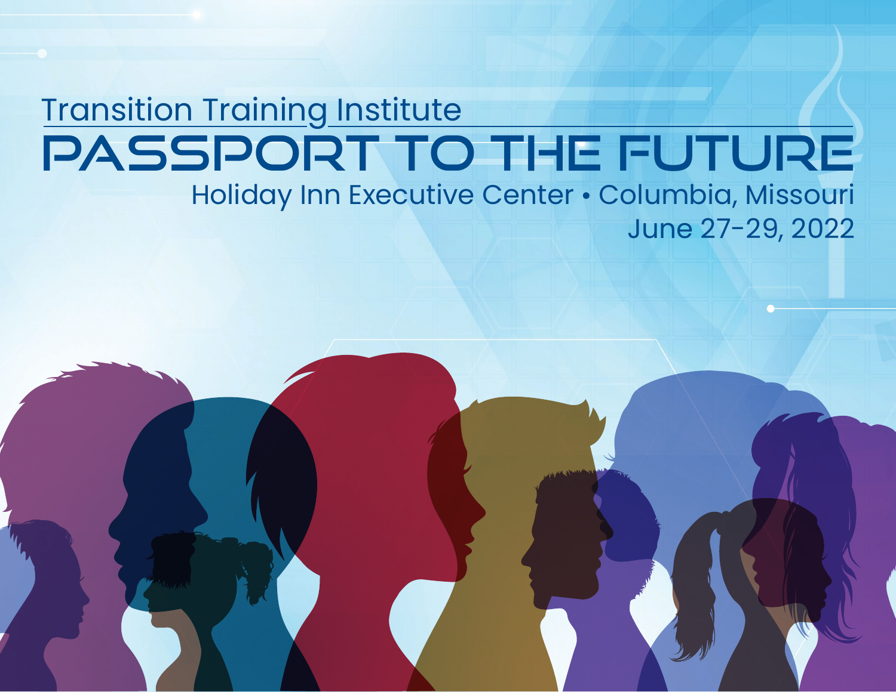Transition Training Institute

# PASSPORT TO THE FUTURE

Holiday Inn Executive Center • Columbia, Missouri

June 27-29, 2022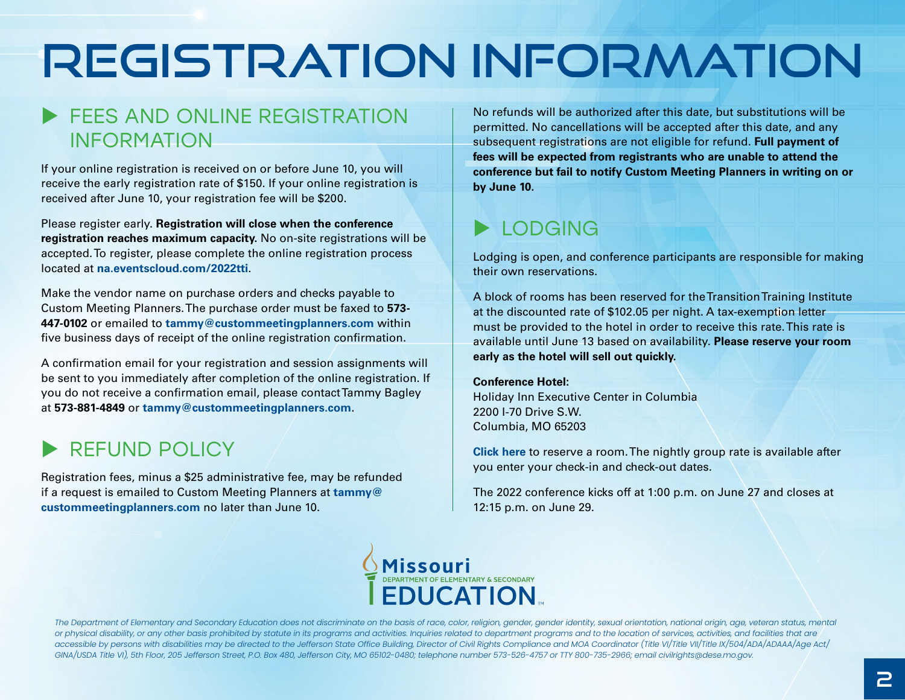# REGISTRATION INFORMATION

## FEES AND ONLINE REGISTRATION INFORMATION

If your online registration is received on or before June 10, you will receive the early registration rate of $150. If your online registration is received after June 10, your registration fee will be $200.

Please register early. **Registration will close when the conference registration reaches maximum capacity.** No on-site registrations will be accepted. To register, please complete the online registration process located at **na.eventscloud.com/2022tti**.

Make the vendor name on purchase orders and checks payable to Custom Meeting Planners. The purchase order must be faxed to **573-447-0102** or emailed to **tammy@custommeetingplanners.com** within five business days of receipt of the online registration confirmation.

A confirmation email for your registration and session assignments will be sent to you immediately after completion of the online registration. If you do not receive a confirmation email, please contact Tammy Bagley at **573-881-4849** or **tammy@custommeetingplanners.com**.

## REFUND POLICY

Registration fees, minus a $25 administrative fee, may be refunded if a request is emailed to Custom Meeting Planners at **tammy@custommeetingplanners.com** no later than June 10.

No refunds will be authorized after this date, but substitutions will be permitted. No cancellations will be accepted after this date, and any subsequent registrations are not eligible for refund. **Full payment of fees will be expected from registrants who are unable to attend the conference but fail to notify Custom Meeting Planners in writing on or by June 10.**

## LODGING

Lodging is open, and conference participants are responsible for making their own reservations.

A block of rooms has been reserved for the Transition Training Institute at the discounted rate of $102.05 per night. A tax-exemption letter must be provided to the hotel in order to receive this rate. This rate is available until June 13 based on availability. **Please reserve your room early as the hotel will sell out quickly.**

**Conference Hotel:**
Holiday Inn Executive Center in Columbia
2200 I-70 Drive S.W.
Columbia, MO 65203

**Click here** to reserve a room. The nightly group rate is available after you enter your check-in and check-out dates.

The 2022 conference kicks off at 1:00 p.m. on June 27 and closes at 12:15 p.m. on June 29.

Missouri Department of Elementary & Secondary Education

*The Department of Elementary and Secondary Education does not discriminate on the basis of race, color, religion, gender, gender identity, sexual orientation, national origin, age, veteran status, mental or physical disability, or any other basis prohibited by statute in its programs and activities. Inquiries related to department programs and to the location of services, activities, and facilities that are accessible by persons with disabilities may be directed to the Jefferson State Office Building, Director of Civil Rights Compliance and MOA Coordinator (Title VI/Title VII/Title IX/504/ADA/ADAAA/Age Act/GINA/USDA Title VI), 5th Floor, 205 Jefferson Street, P.O. Box 480, Jefferson City, MO 65102-0480; telephone number 573-526-4757 or TTY 800-735-2966; email civilrights@dese.mo.gov.*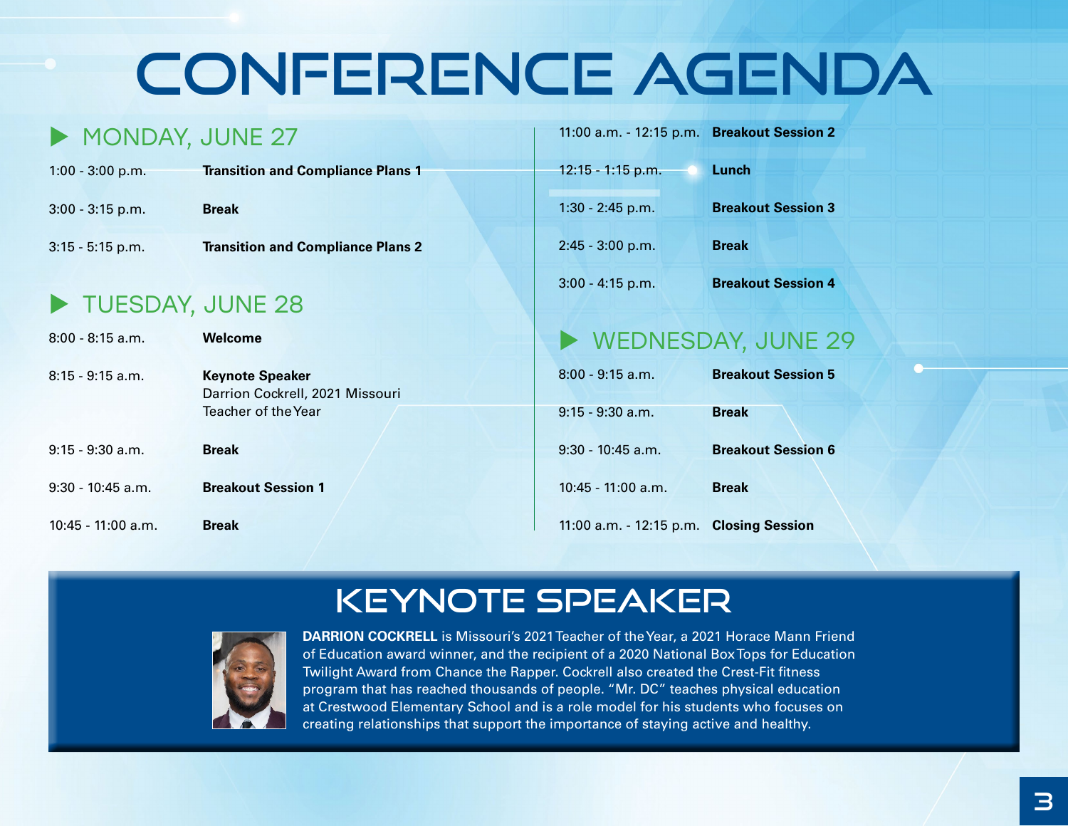# CONFERENCE AGENDA

## MONDAY, JUNE 27

| Time | Session |
| --- | --- |
| 1:00 - 3:00 p.m. | **Transition and Compliance Plans 1** |
| 3:00 - 3:15 p.m. | **Break** |
| 3:15 - 5:15 p.m. | **Transition and Compliance Plans 2** |

## TUESDAY, JUNE 28

| Time | Session |
| --- | --- |
| 8:00 - 8:15 a.m. | **Welcome** |
| 8:15 - 9:15 a.m. | **Keynote Speaker** Darrion Cockrell, 2021 Missouri Teacher of the Year |
| 9:15 - 9:30 a.m. | **Break** |
| 9:30 - 10:45 a.m. | **Breakout Session 1** |
| 10:45 - 11:00 a.m. | **Break** |
| 11:00 a.m. - 12:15 p.m. | **Breakout Session 2** |
| 12:15 - 1:15 p.m. | **Lunch** |
| 1:30 - 2:45 p.m. | **Breakout Session 3** |
| 2:45 - 3:00 p.m. | **Break** |
| 3:00 - 4:15 p.m. | **Breakout Session 4** |

## WEDNESDAY, JUNE 29

| Time | Session |
| --- | --- |
| 8:00 - 9:15 a.m. | **Breakout Session 5** |
| 9:15 - 9:30 a.m. | **Break** |
| 9:30 - 10:45 a.m. | **Breakout Session 6** |
| 10:45 - 11:00 a.m. | **Break** |
| 11:00 a.m. - 12:15 p.m. | **Closing Session** |

# KEYNOTE SPEAKER

**DARRION COCKRELL** is Missouri's 2021 Teacher of the Year, a 2021 Horace Mann Friend of Education award winner, and the recipient of a 2020 National Box Tops for Education Twilight Award from Chance the Rapper. Cockrell also created the Crest-Fit fitness program that has reached thousands of people. "Mr. DC" teaches physical education at Crestwood Elementary School and is a role model for his students who focuses on creating relationships that support the importance of staying active and healthy.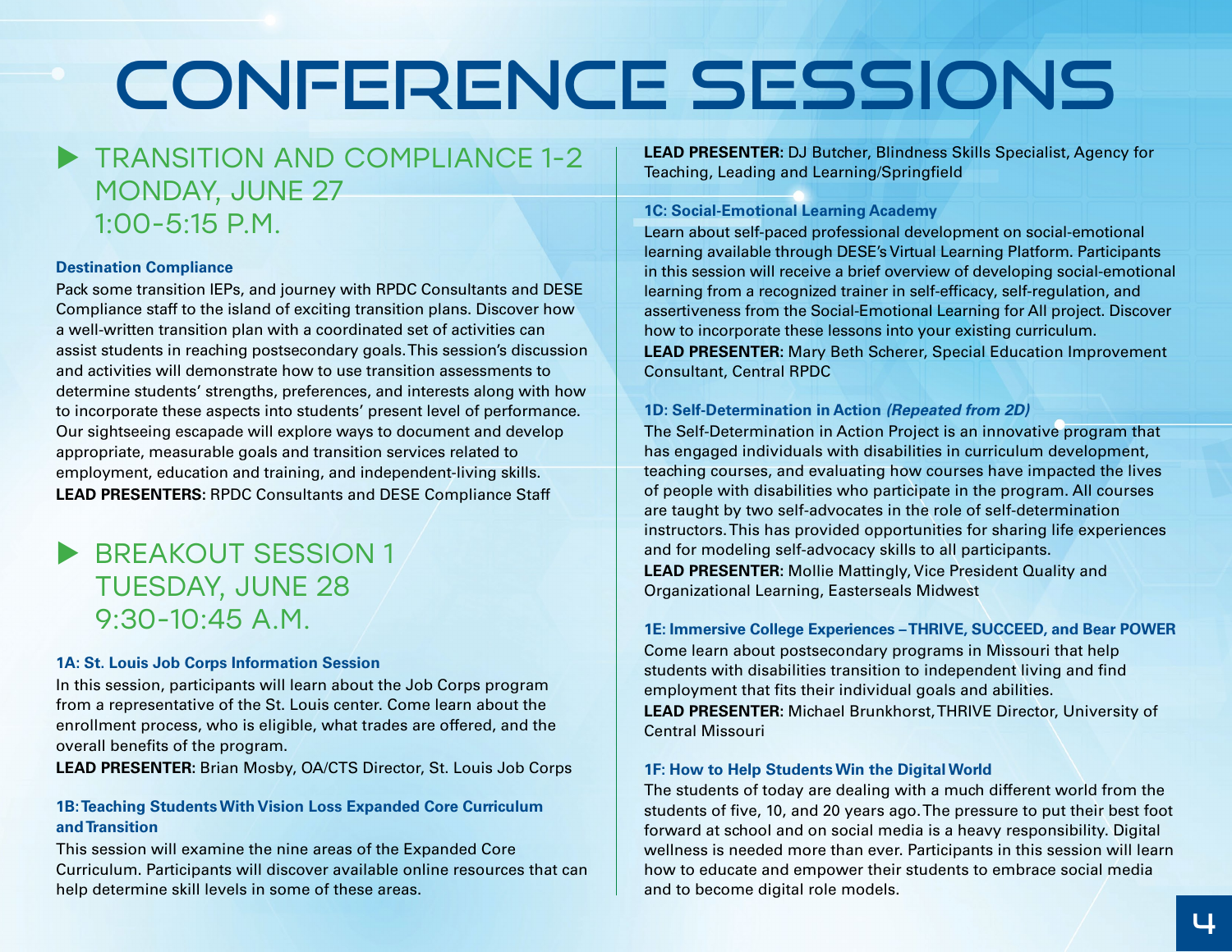# CONFERENCE SESSIONS

## TRANSITION AND COMPLIANCE 1-2
## MONDAY, JUNE 27
## 1:00-5:15 P.M.

### Destination Compliance

Pack some transition IEPs, and journey with RPDC Consultants and DESE Compliance staff to the island of exciting transition plans. Discover how a well-written transition plan with a coordinated set of activities can assist students in reaching postsecondary goals. This session's discussion and activities will demonstrate how to use transition assessments to determine students' strengths, preferences, and interests along with how to incorporate these aspects into students' present level of performance. Our sightseeing escapade will explore ways to document and develop appropriate, measurable goals and transition services related to employment, education and training, and independent-living skills.

**LEAD PRESENTERS:** RPDC Consultants and DESE Compliance Staff

## BREAKOUT SESSION 1
## TUESDAY, JUNE 28
## 9:30-10:45 A.M.

### 1A: St. Louis Job Corps Information Session

In this session, participants will learn about the Job Corps program from a representative of the St. Louis center. Come learn about the enrollment process, who is eligible, what trades are offered, and the overall benefits of the program.

**LEAD PRESENTER:** Brian Mosby, OA/CTS Director, St. Louis Job Corps

### 1B: Teaching Students With Vision Loss Expanded Core Curriculum and Transition

This session will examine the nine areas of the Expanded Core Curriculum. Participants will discover available online resources that can help determine skill levels in some of these areas.

**LEAD PRESENTER:** DJ Butcher, Blindness Skills Specialist, Agency for Teaching, Leading and Learning/Springfield

### 1C: Social-Emotional Learning Academy

Learn about self-paced professional development on social-emotional learning available through DESE's Virtual Learning Platform. Participants in this session will receive a brief overview of developing social-emotional learning from a recognized trainer in self-efficacy, self-regulation, and assertiveness from the Social-Emotional Learning for All project. Discover how to incorporate these lessons into your existing curriculum.

**LEAD PRESENTER:** Mary Beth Scherer, Special Education Improvement Consultant, Central RPDC

### 1D: Self-Determination in Action *(Repeated from 2D)*

The Self-Determination in Action Project is an innovative program that has engaged individuals with disabilities in curriculum development, teaching courses, and evaluating how courses have impacted the lives of people with disabilities who participate in the program. All courses are taught by two self-advocates in the role of self-determination instructors. This has provided opportunities for sharing life experiences and for modeling self-advocacy skills to all participants.

**LEAD PRESENTER:** Mollie Mattingly, Vice President Quality and Organizational Learning, Easterseals Midwest

### 1E: Immersive College Experiences – THRIVE, SUCCEED, and Bear POWER

Come learn about postsecondary programs in Missouri that help students with disabilities transition to independent living and find employment that fits their individual goals and abilities.

**LEAD PRESENTER:** Michael Brunkhorst, THRIVE Director, University of Central Missouri

### 1F: How to Help Students Win the Digital World

The students of today are dealing with a much different world from the students of five, 10, and 20 years ago. The pressure to put their best foot forward at school and on social media is a heavy responsibility. Digital wellness is needed more than ever. Participants in this session will learn how to educate and empower their students to embrace social media and to become digital role models.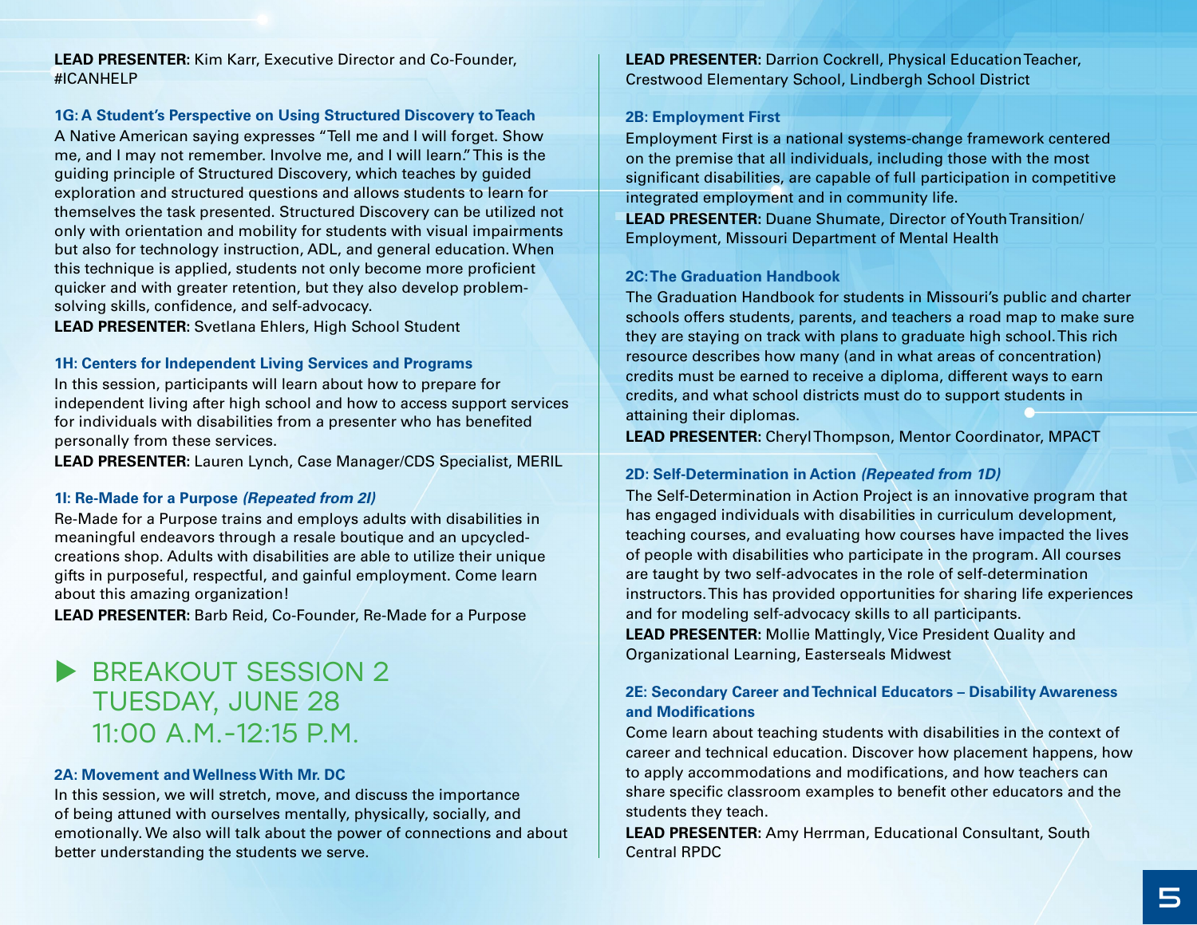**LEAD PRESENTER**: Kim Karr, Executive Director and Co-Founder, #ICANHELP

### 1G: A Student's Perspective on Using Structured Discovery to Teach

A Native American saying expresses "Tell me and I will forget. Show me, and I may not remember. Involve me, and I will learn." This is the guiding principle of Structured Discovery, which teaches by guided exploration and structured questions and allows students to learn for themselves the task presented. Structured Discovery can be utilized not only with orientation and mobility for students with visual impairments but also for technology instruction, ADL, and general education. When this technique is applied, students not only become more proficient quicker and with greater retention, but they also develop problem-solving skills, confidence, and self-advocacy.

**LEAD PRESENTER:** Svetlana Ehlers, High School Student

### 1H: Centers for Independent Living Services and Programs

In this session, participants will learn about how to prepare for independent living after high school and how to access support services for individuals with disabilities from a presenter who has benefited personally from these services.

**LEAD PRESENTER:** Lauren Lynch, Case Manager/CDS Specialist, MERIL

### 1I: Re-Made for a Purpose *(Repeated from 2I)*

Re-Made for a Purpose trains and employs adults with disabilities in meaningful endeavors through a resale boutique and an upcycled-creations shop. Adults with disabilities are able to utilize their unique gifts in purposeful, respectful, and gainful employment. Come learn about this amazing organization!

**LEAD PRESENTER**: Barb Reid, Co-Founder, Re-Made for a Purpose

## BREAKOUT SESSION 2 TUESDAY, JUNE 28 11:00 A.M.-12:15 P.M.

### 2A: Movement and Wellness With Mr. DC

In this session, we will stretch, move, and discuss the importance of being attuned with ourselves mentally, physically, socially, and emotionally. We also will talk about the power of connections and about better understanding the students we serve.

**LEAD PRESENTER:** Darrion Cockrell, Physical Education Teacher, Crestwood Elementary School, Lindbergh School District

### 2B: Employment First

Employment First is a national systems-change framework centered on the premise that all individuals, including those with the most significant disabilities, are capable of full participation in competitive integrated employment and in community life.

**LEAD PRESENTER:** Duane Shumate, Director of Youth Transition/ Employment, Missouri Department of Mental Health

### 2C: The Graduation Handbook

The Graduation Handbook for students in Missouri's public and charter schools offers students, parents, and teachers a road map to make sure they are staying on track with plans to graduate high school. This rich resource describes how many (and in what areas of concentration) credits must be earned to receive a diploma, different ways to earn credits, and what school districts must do to support students in attaining their diplomas.

**LEAD PRESENTER**: Cheryl Thompson, Mentor Coordinator, MPACT

### 2D: Self-Determination in Action *(Repeated from 1D)*

The Self-Determination in Action Project is an innovative program that has engaged individuals with disabilities in curriculum development, teaching courses, and evaluating how courses have impacted the lives of people with disabilities who participate in the program. All courses are taught by two self-advocates in the role of self-determination instructors. This has provided opportunities for sharing life experiences and for modeling self-advocacy skills to all participants.

**LEAD PRESENTER:** Mollie Mattingly, Vice President Quality and Organizational Learning, Easterseals Midwest

### 2E: Secondary Career and Technical Educators – Disability Awareness and Modifications

Come learn about teaching students with disabilities in the context of career and technical education. Discover how placement happens, how to apply accommodations and modifications, and how teachers can share specific classroom examples to benefit other educators and the students they teach.

**LEAD PRESENTER:** Amy Herrman, Educational Consultant, South Central RPDC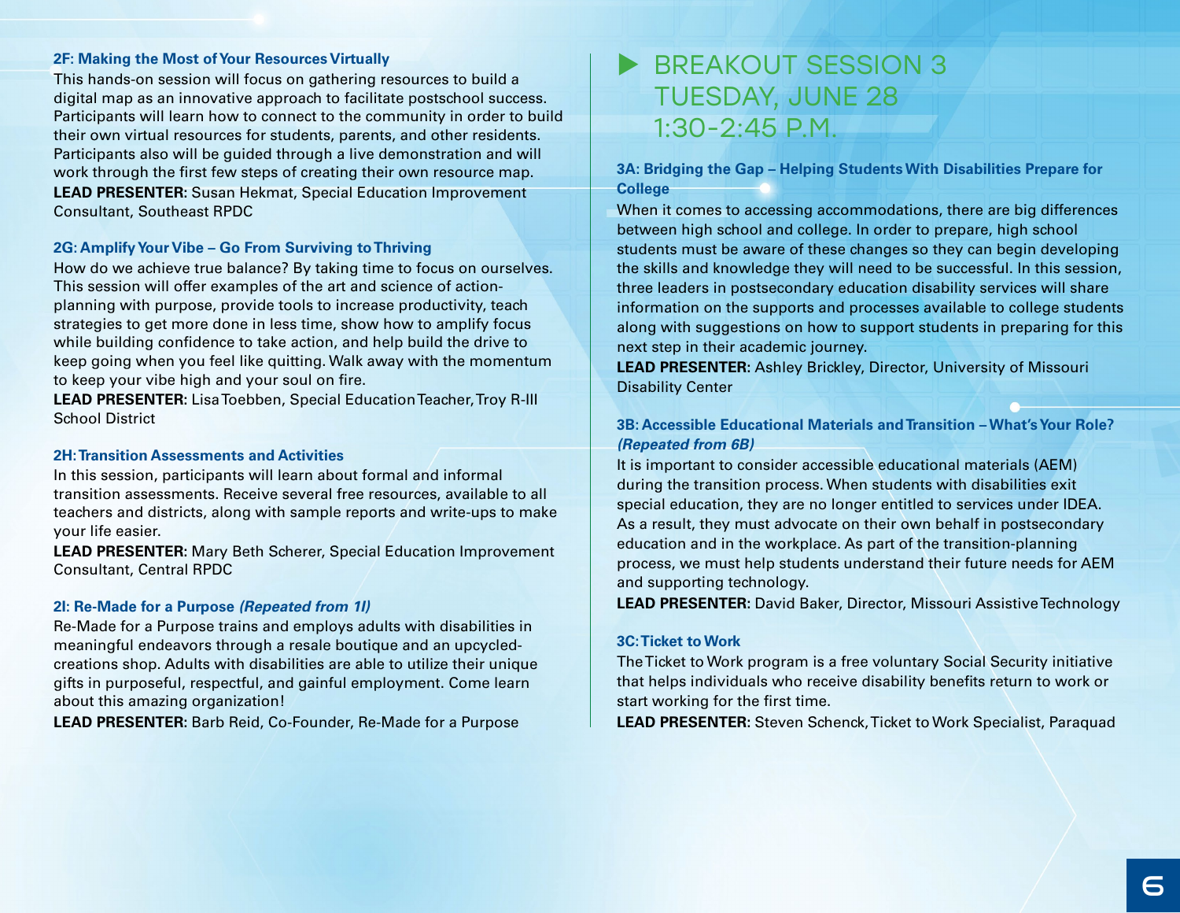### 2F: Making the Most of Your Resources Virtually

This hands-on session will focus on gathering resources to build a digital map as an innovative approach to facilitate postschool success. Participants will learn how to connect to the community in order to build their own virtual resources for students, parents, and other residents. Participants also will be guided through a live demonstration and will work through the first few steps of creating their own resource map.

**LEAD PRESENTER:** Susan Hekmat, Special Education Improvement Consultant, Southeast RPDC

### 2G: Amplify Your Vibe – Go From Surviving to Thriving

How do we achieve true balance? By taking time to focus on ourselves. This session will offer examples of the art and science of action-planning with purpose, provide tools to increase productivity, teach strategies to get more done in less time, show how to amplify focus while building confidence to take action, and help build the drive to keep going when you feel like quitting. Walk away with the momentum to keep your vibe high and your soul on fire.

**LEAD PRESENTER:** Lisa Toebben, Special Education Teacher, Troy R-III School District

### 2H: Transition Assessments and Activities

In this session, participants will learn about formal and informal transition assessments. Receive several free resources, available to all teachers and districts, along with sample reports and write-ups to make your life easier.

**LEAD PRESENTER:** Mary Beth Scherer, Special Education Improvement Consultant, Central RPDC

### 2I: Re-Made for a Purpose *(Repeated from 1I)*

Re-Made for a Purpose trains and employs adults with disabilities in meaningful endeavors through a resale boutique and an upcycled-creations shop. Adults with disabilities are able to utilize their unique gifts in purposeful, respectful, and gainful employment. Come learn about this amazing organization!

**LEAD PRESENTER:** Barb Reid, Co-Founder, Re-Made for a Purpose

## BREAKOUT SESSION 3 TUESDAY, JUNE 28 1:30-2:45 P.M.

### 3A: Bridging the Gap – Helping Students With Disabilities Prepare for College

When it comes to accessing accommodations, there are big differences between high school and college. In order to prepare, high school students must be aware of these changes so they can begin developing the skills and knowledge they will need to be successful. In this session, three leaders in postsecondary education disability services will share information on the supports and processes available to college students along with suggestions on how to support students in preparing for this next step in their academic journey.

**LEAD PRESENTER:** Ashley Brickley, Director, University of Missouri Disability Center

### 3B: Accessible Educational Materials and Transition – What's Your Role? *(Repeated from 6B)*

It is important to consider accessible educational materials (AEM) during the transition process. When students with disabilities exit special education, they are no longer entitled to services under IDEA. As a result, they must advocate on their own behalf in postsecondary education and in the workplace. As part of the transition-planning process, we must help students understand their future needs for AEM and supporting technology.

**LEAD PRESENTER:** David Baker, Director, Missouri Assistive Technology

### 3C: Ticket to Work

The Ticket to Work program is a free voluntary Social Security initiative that helps individuals who receive disability benefits return to work or start working for the first time.

**LEAD PRESENTER:** Steven Schenck, Ticket to Work Specialist, Paraquad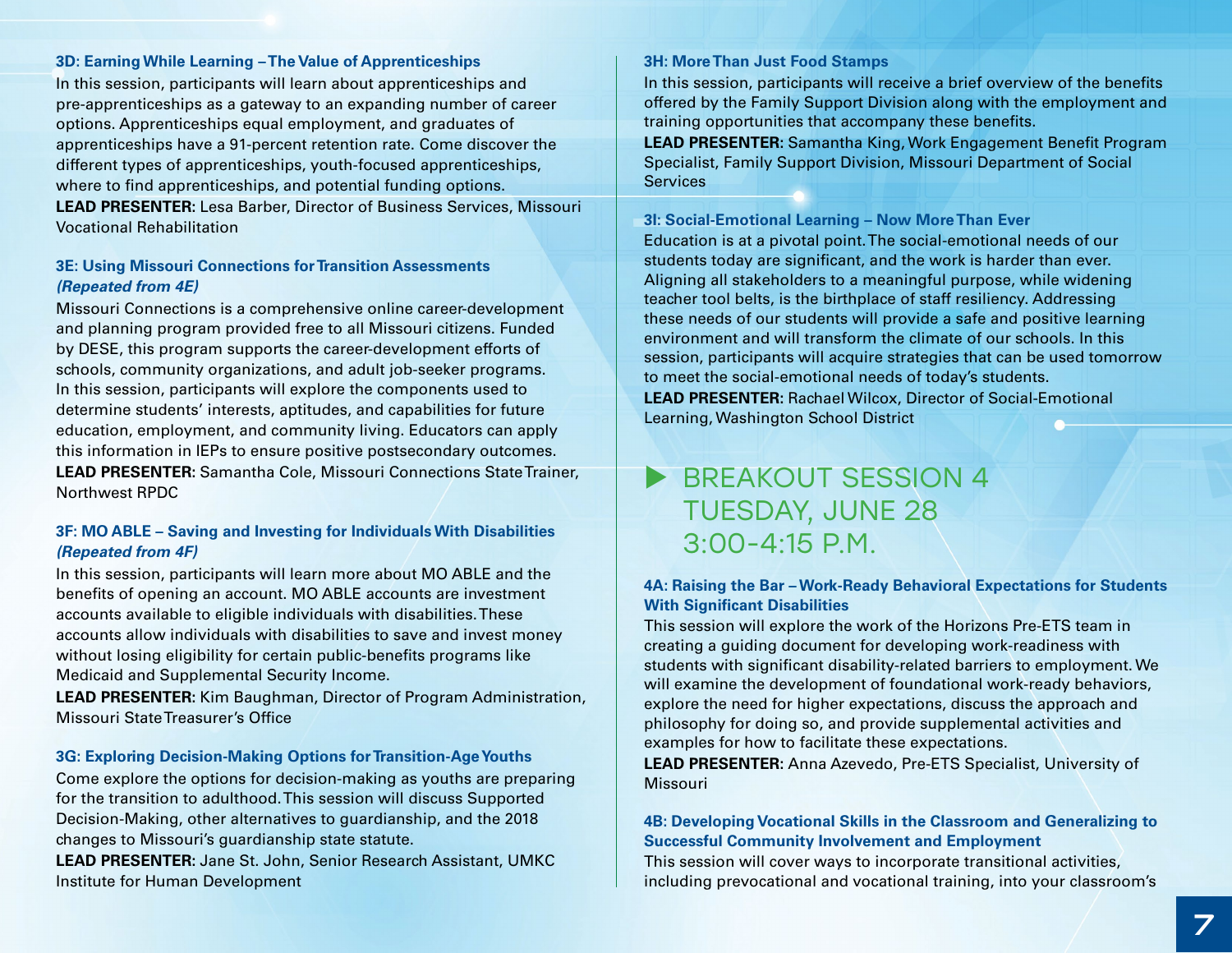### 3D: Earning While Learning – The Value of Apprenticeships

In this session, participants will learn about apprenticeships and pre-apprenticeships as a gateway to an expanding number of career options. Apprenticeships equal employment, and graduates of apprenticeships have a 91-percent retention rate. Come discover the different types of apprenticeships, youth-focused apprenticeships, where to find apprenticeships, and potential funding options.

**LEAD PRESENTER:** Lesa Barber, Director of Business Services, Missouri Vocational Rehabilitation

### 3E: Using Missouri Connections for Transition Assessments *(Repeated from 4E)*

Missouri Connections is a comprehensive online career-development and planning program provided free to all Missouri citizens. Funded by DESE, this program supports the career-development efforts of schools, community organizations, and adult job-seeker programs. In this session, participants will explore the components used to determine students' interests, aptitudes, and capabilities for future education, employment, and community living. Educators can apply this information in IEPs to ensure positive postsecondary outcomes.

**LEAD PRESENTER:** Samantha Cole, Missouri Connections State Trainer, Northwest RPDC

### 3F: MO ABLE – Saving and Investing for Individuals With Disabilities *(Repeated from 4F)*

In this session, participants will learn more about MO ABLE and the benefits of opening an account. MO ABLE accounts are investment accounts available to eligible individuals with disabilities. These accounts allow individuals with disabilities to save and invest money without losing eligibility for certain public-benefits programs like Medicaid and Supplemental Security Income.

**LEAD PRESENTER:** Kim Baughman, Director of Program Administration, Missouri State Treasurer's Office

### 3G: Exploring Decision-Making Options for Transition-Age Youths

Come explore the options for decision-making as youths are preparing for the transition to adulthood. This session will discuss Supported Decision-Making, other alternatives to guardianship, and the 2018 changes to Missouri's guardianship state statute.

**LEAD PRESENTER:** Jane St. John, Senior Research Assistant, UMKC Institute for Human Development

### 3H: More Than Just Food Stamps

In this session, participants will receive a brief overview of the benefits offered by the Family Support Division along with the employment and training opportunities that accompany these benefits.

**LEAD PRESENTER:** Samantha King, Work Engagement Benefit Program Specialist, Family Support Division, Missouri Department of Social Services

### 3I: Social-Emotional Learning – Now More Than Ever

Education is at a pivotal point. The social-emotional needs of our students today are significant, and the work is harder than ever. Aligning all stakeholders to a meaningful purpose, while widening teacher tool belts, is the birthplace of staff resiliency. Addressing these needs of our students will provide a safe and positive learning environment and will transform the climate of our schools. In this session, participants will acquire strategies that can be used tomorrow to meet the social-emotional needs of today's students.

**LEAD PRESENTER:** Rachael Wilcox, Director of Social-Emotional Learning, Washington School District

## BREAKOUT SESSION 4
## TUESDAY, JUNE 28
## 3:00-4:15 P.M.

### 4A: Raising the Bar – Work-Ready Behavioral Expectations for Students With Significant Disabilities

This session will explore the work of the Horizons Pre-ETS team in creating a guiding document for developing work-readiness with students with significant disability-related barriers to employment. We will examine the development of foundational work-ready behaviors, explore the need for higher expectations, discuss the approach and philosophy for doing so, and provide supplemental activities and examples for how to facilitate these expectations.

**LEAD PRESENTER:** Anna Azevedo, Pre-ETS Specialist, University of Missouri

### 4B: Developing Vocational Skills in the Classroom and Generalizing to Successful Community Involvement and Employment

This session will cover ways to incorporate transitional activities, including prevocational and vocational training, into your classroom's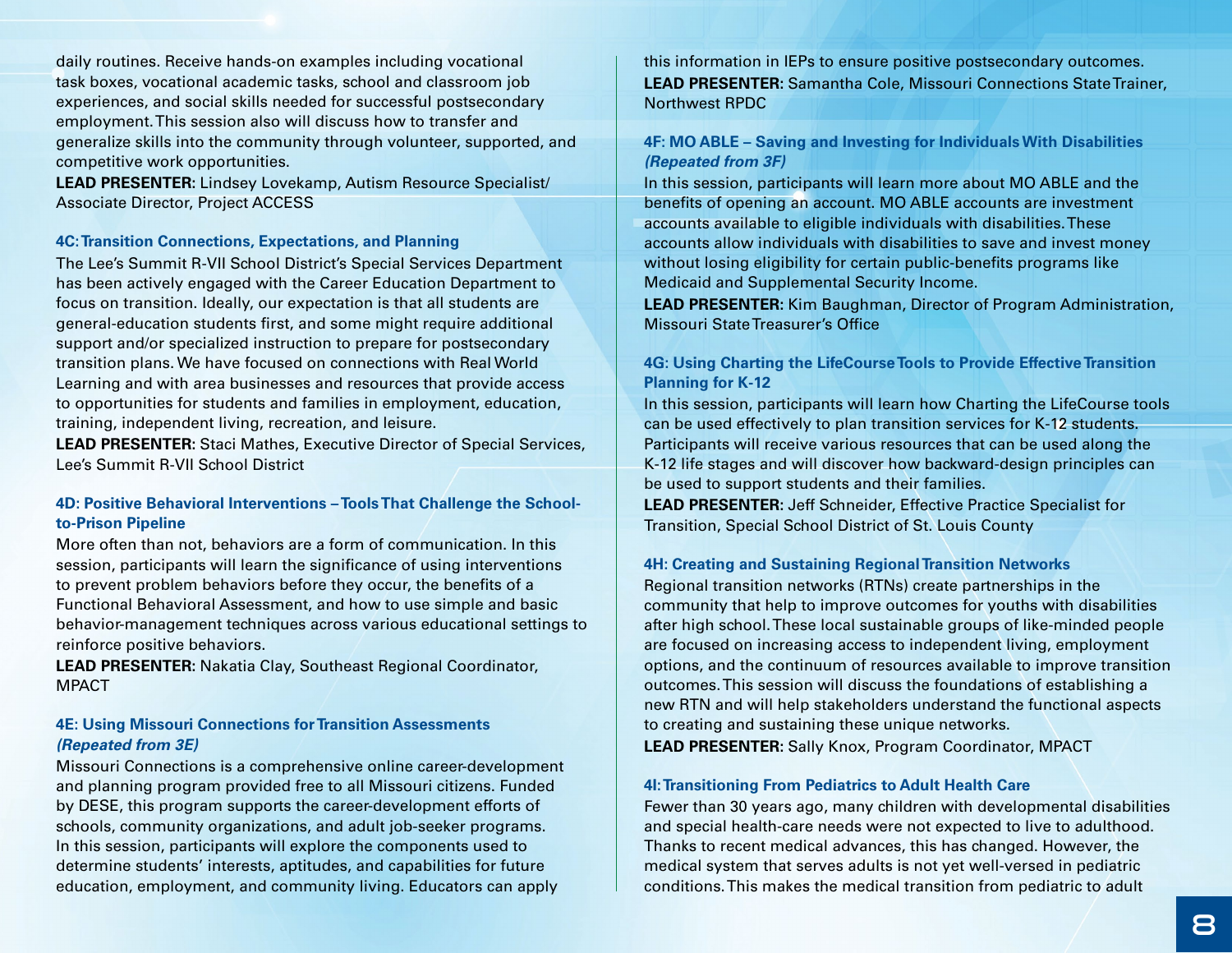daily routines. Receive hands-on examples including vocational task boxes, vocational academic tasks, school and classroom job experiences, and social skills needed for successful postsecondary employment. This session also will discuss how to transfer and generalize skills into the community through volunteer, supported, and competitive work opportunities.

**LEAD PRESENTER**: Lindsey Lovekamp, Autism Resource Specialist/ Associate Director, Project ACCESS

### 4C: Transition Connections, Expectations, and Planning

The Lee's Summit R-VII School District's Special Services Department has been actively engaged with the Career Education Department to focus on transition. Ideally, our expectation is that all students are general-education students first, and some might require additional support and/or specialized instruction to prepare for postsecondary transition plans. We have focused on connections with Real World Learning and with area businesses and resources that provide access to opportunities for students and families in employment, education, training, independent living, recreation, and leisure.

**LEAD PRESENTER:** Staci Mathes, Executive Director of Special Services, Lee's Summit R-VII School District

### 4D: Positive Behavioral Interventions – Tools That Challenge the School-to-Prison Pipeline

More often than not, behaviors are a form of communication. In this session, participants will learn the significance of using interventions to prevent problem behaviors before they occur, the benefits of a Functional Behavioral Assessment, and how to use simple and basic behavior-management techniques across various educational settings to reinforce positive behaviors.

**LEAD PRESENTER**: Nakatia Clay, Southeast Regional Coordinator, MPACT

### 4E: Using Missouri Connections for Transition Assessments *(Repeated from 3E)*

Missouri Connections is a comprehensive online career-development and planning program provided free to all Missouri citizens. Funded by DESE, this program supports the career-development efforts of schools, community organizations, and adult job-seeker programs. In this session, participants will explore the components used to determine students' interests, aptitudes, and capabilities for future education, employment, and community living. Educators can apply this information in IEPs to ensure positive postsecondary outcomes.

**LEAD PRESENTER:** Samantha Cole, Missouri Connections State Trainer, Northwest RPDC

### 4F: MO ABLE – Saving and Investing for Individuals With Disabilities *(Repeated from 3F)*

In this session, participants will learn more about MO ABLE and the benefits of opening an account. MO ABLE accounts are investment accounts available to eligible individuals with disabilities. These accounts allow individuals with disabilities to save and invest money without losing eligibility for certain public-benefits programs like Medicaid and Supplemental Security Income.

**LEAD PRESENTER:** Kim Baughman, Director of Program Administration, Missouri State Treasurer's Office

### 4G: Using Charting the LifeCourse Tools to Provide Effective Transition Planning for K-12

In this session, participants will learn how Charting the LifeCourse tools can be used effectively to plan transition services for K-12 students. Participants will receive various resources that can be used along the K-12 life stages and will discover how backward-design principles can be used to support students and their families.

**LEAD PRESENTER**: Jeff Schneider, Effective Practice Specialist for Transition, Special School District of St. Louis County

### 4H: Creating and Sustaining Regional Transition Networks

Regional transition networks (RTNs) create partnerships in the community that help to improve outcomes for youths with disabilities after high school. These local sustainable groups of like-minded people are focused on increasing access to independent living, employment options, and the continuum of resources available to improve transition outcomes. This session will discuss the foundations of establishing a new RTN and will help stakeholders understand the functional aspects to creating and sustaining these unique networks.

**LEAD PRESENTER**: Sally Knox, Program Coordinator, MPACT

### 4I: Transitioning From Pediatrics to Adult Health Care

Fewer than 30 years ago, many children with developmental disabilities and special health-care needs were not expected to live to adulthood. Thanks to recent medical advances, this has changed. However, the medical system that serves adults is not yet well-versed in pediatric conditions. This makes the medical transition from pediatric to adult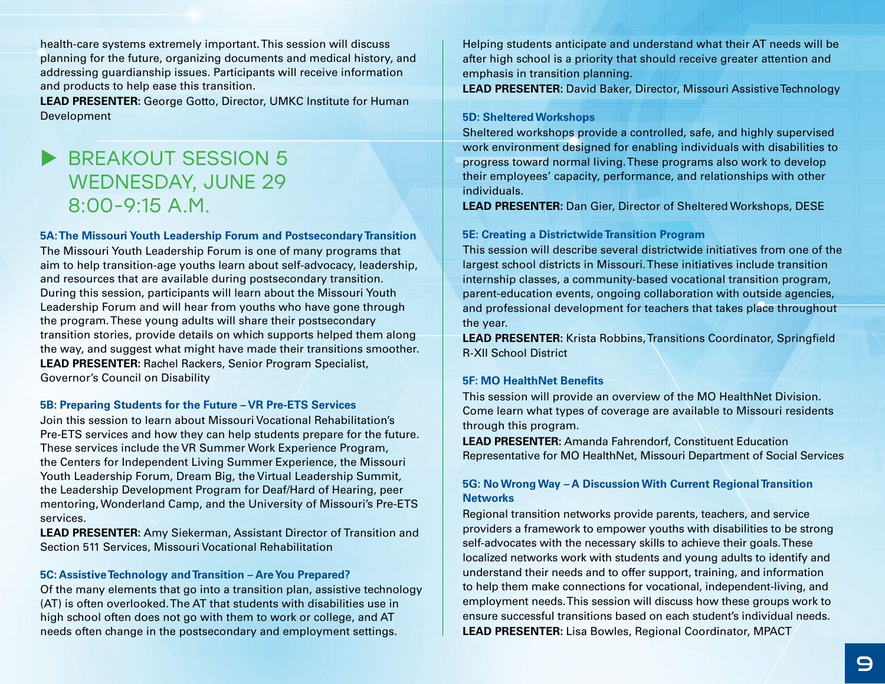health-care systems extremely important. This session will discuss planning for the future, organizing documents and medical history, and addressing guardianship issues. Participants will receive information and products to help ease this transition.
**LEAD PRESENTER:** George Gotto, Director, UMKC Institute for Human Development

## BREAKOUT SESSION 5 WEDNESDAY, JUNE 29 8:00-9:15 A.M.

### 5A: The Missouri Youth Leadership Forum and Postsecondary Transition

The Missouri Youth Leadership Forum is one of many programs that aim to help transition-age youths learn about self-advocacy, leadership, and resources that are available during postsecondary transition. During this session, participants will learn about the Missouri Youth Leadership Forum and will hear from youths who have gone through the program. These young adults will share their postsecondary transition stories, provide details on which supports helped them along the way, and suggest what might have made their transitions smoother.
**LEAD PRESENTER:** Rachel Rackers, Senior Program Specialist, Governor's Council on Disability

### 5B: Preparing Students for the Future – VR Pre-ETS Services

Join this session to learn about Missouri Vocational Rehabilitation's Pre-ETS services and how they can help students prepare for the future. These services include the VR Summer Work Experience Program, the Centers for Independent Living Summer Experience, the Missouri Youth Leadership Forum, Dream Big, the Virtual Leadership Summit, the Leadership Development Program for Deaf/Hard of Hearing, peer mentoring, Wonderland Camp, and the University of Missouri's Pre-ETS services.
**LEAD PRESENTER:** Amy Siekerman, Assistant Director of Transition and Section 511 Services, Missouri Vocational Rehabilitation

### 5C: Assistive Technology and Transition – Are You Prepared?

Of the many elements that go into a transition plan, assistive technology (AT) is often overlooked. The AT that students with disabilities use in high school often does not go with them to work or college, and AT needs often change in the postsecondary and employment settings. Helping students anticipate and understand what their AT needs will be after high school is a priority that should receive greater attention and emphasis in transition planning.
**LEAD PRESENTER:** David Baker, Director, Missouri Assistive Technology

### 5D: Sheltered Workshops

Sheltered workshops provide a controlled, safe, and highly supervised work environment designed for enabling individuals with disabilities to progress toward normal living. These programs also work to develop their employees' capacity, performance, and relationships with other individuals.
**LEAD PRESENTER:** Dan Gier, Director of Sheltered Workshops, DESE

### 5E: Creating a Districtwide Transition Program

This session will describe several districtwide initiatives from one of the largest school districts in Missouri. These initiatives include transition internship classes, a community-based vocational transition program, parent-education events, ongoing collaboration with outside agencies, and professional development for teachers that takes place throughout the year.
**LEAD PRESENTER:** Krista Robbins, Transitions Coordinator, Springfield R-XII School District

### 5F: MO HealthNet Benefits

This session will provide an overview of the MO HealthNet Division. Come learn what types of coverage are available to Missouri residents through this program.
**LEAD PRESENTER:** Amanda Fahrendorf, Constituent Education Representative for MO HealthNet, Missouri Department of Social Services

### 5G: No Wrong Way – A Discussion With Current Regional Transition Networks

Regional transition networks provide parents, teachers, and service providers a framework to empower youths with disabilities to be strong self-advocates with the necessary skills to achieve their goals. These localized networks work with students and young adults to identify and understand their needs and to offer support, training, and information to help them make connections for vocational, independent-living, and employment needs. This session will discuss how these groups work to ensure successful transitions based on each student's individual needs.
**LEAD PRESENTER:** Lisa Bowles, Regional Coordinator, MPACT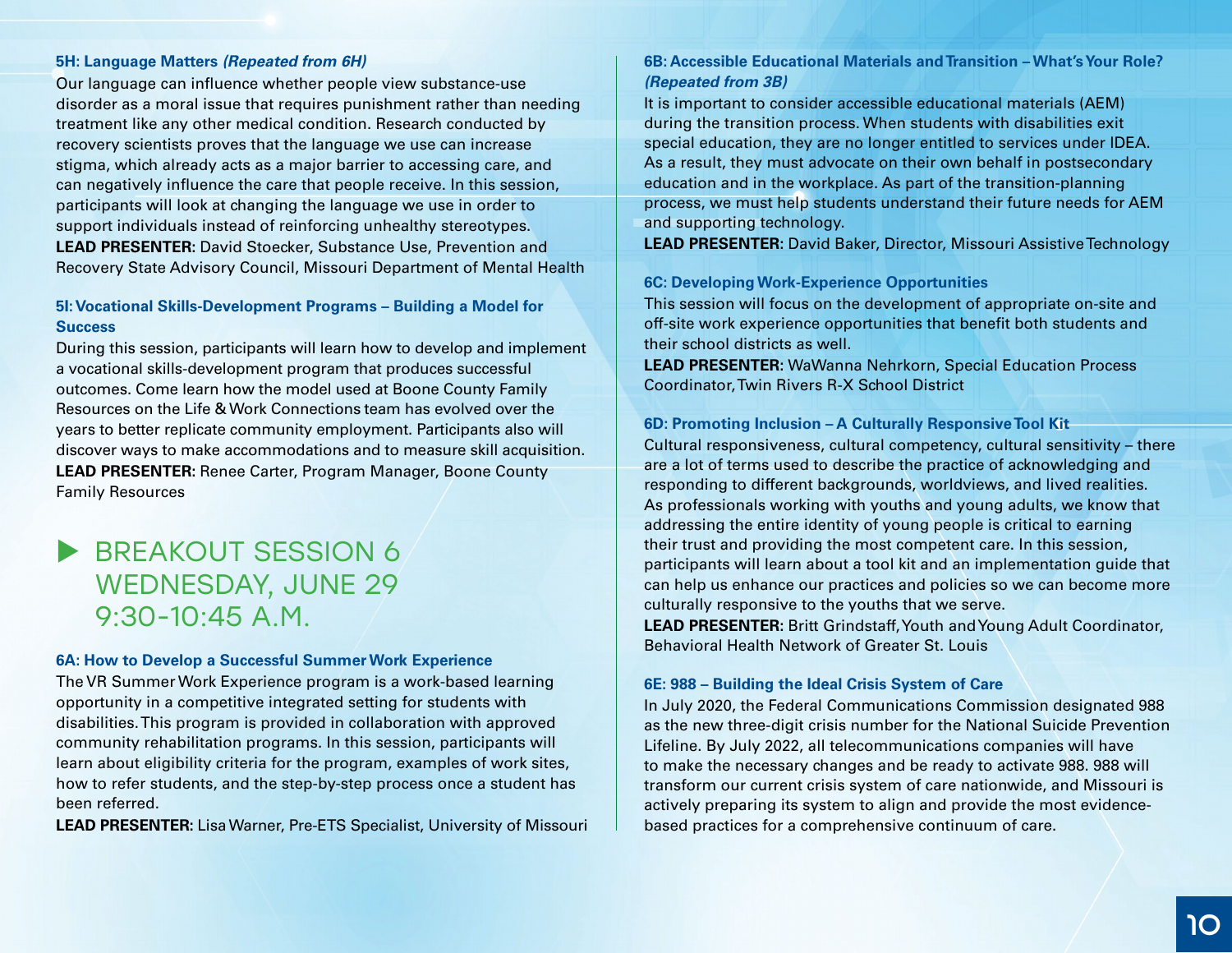### 5H: Language Matters *(Repeated from 6H)*

Our language can influence whether people view substance-use disorder as a moral issue that requires punishment rather than needing treatment like any other medical condition. Research conducted by recovery scientists proves that the language we use can increase stigma, which already acts as a major barrier to accessing care, and can negatively influence the care that people receive. In this session, participants will look at changing the language we use in order to support individuals instead of reinforcing unhealthy stereotypes.

**LEAD PRESENTER:** David Stoecker, Substance Use, Prevention and Recovery State Advisory Council, Missouri Department of Mental Health

### 5I: Vocational Skills-Development Programs – Building a Model for Success

During this session, participants will learn how to develop and implement a vocational skills-development program that produces successful outcomes. Come learn how the model used at Boone County Family Resources on the Life & Work Connections team has evolved over the years to better replicate community employment. Participants also will discover ways to make accommodations and to measure skill acquisition.

**LEAD PRESENTER:** Renee Carter, Program Manager, Boone County Family Resources

## BREAKOUT SESSION 6 WEDNESDAY, JUNE 29 9:30-10:45 A.M.

### 6A: How to Develop a Successful Summer Work Experience

The VR Summer Work Experience program is a work-based learning opportunity in a competitive integrated setting for students with disabilities. This program is provided in collaboration with approved community rehabilitation programs. In this session, participants will learn about eligibility criteria for the program, examples of work sites, how to refer students, and the step-by-step process once a student has been referred.

**LEAD PRESENTER:** Lisa Warner, Pre-ETS Specialist, University of Missouri

### 6B: Accessible Educational Materials and Transition – What's Your Role? *(Repeated from 3B)*

It is important to consider accessible educational materials (AEM) during the transition process. When students with disabilities exit special education, they are no longer entitled to services under IDEA. As a result, they must advocate on their own behalf in postsecondary education and in the workplace. As part of the transition-planning process, we must help students understand their future needs for AEM and supporting technology.

**LEAD PRESENTER:** David Baker, Director, Missouri Assistive Technology

### 6C: Developing Work-Experience Opportunities

This session will focus on the development of appropriate on-site and off-site work experience opportunities that benefit both students and their school districts as well.

**LEAD PRESENTER:** WaWanna Nehrkorn, Special Education Process Coordinator, Twin Rivers R-X School District

### 6D: Promoting Inclusion – A Culturally Responsive Tool Kit

Cultural responsiveness, cultural competency, cultural sensitivity – there are a lot of terms used to describe the practice of acknowledging and responding to different backgrounds, worldviews, and lived realities. As professionals working with youths and young adults, we know that addressing the entire identity of young people is critical to earning their trust and providing the most competent care. In this session, participants will learn about a tool kit and an implementation guide that can help us enhance our practices and policies so we can become more culturally responsive to the youths that we serve.

**LEAD PRESENTER:** Britt Grindstaff, Youth and Young Adult Coordinator, Behavioral Health Network of Greater St. Louis

### 6E: 988 – Building the Ideal Crisis System of Care

In July 2020, the Federal Communications Commission designated 988 as the new three-digit crisis number for the National Suicide Prevention Lifeline. By July 2022, all telecommunications companies will have to make the necessary changes and be ready to activate 988. 988 will transform our current crisis system of care nationwide, and Missouri is actively preparing its system to align and provide the most evidence-based practices for a comprehensive continuum of care.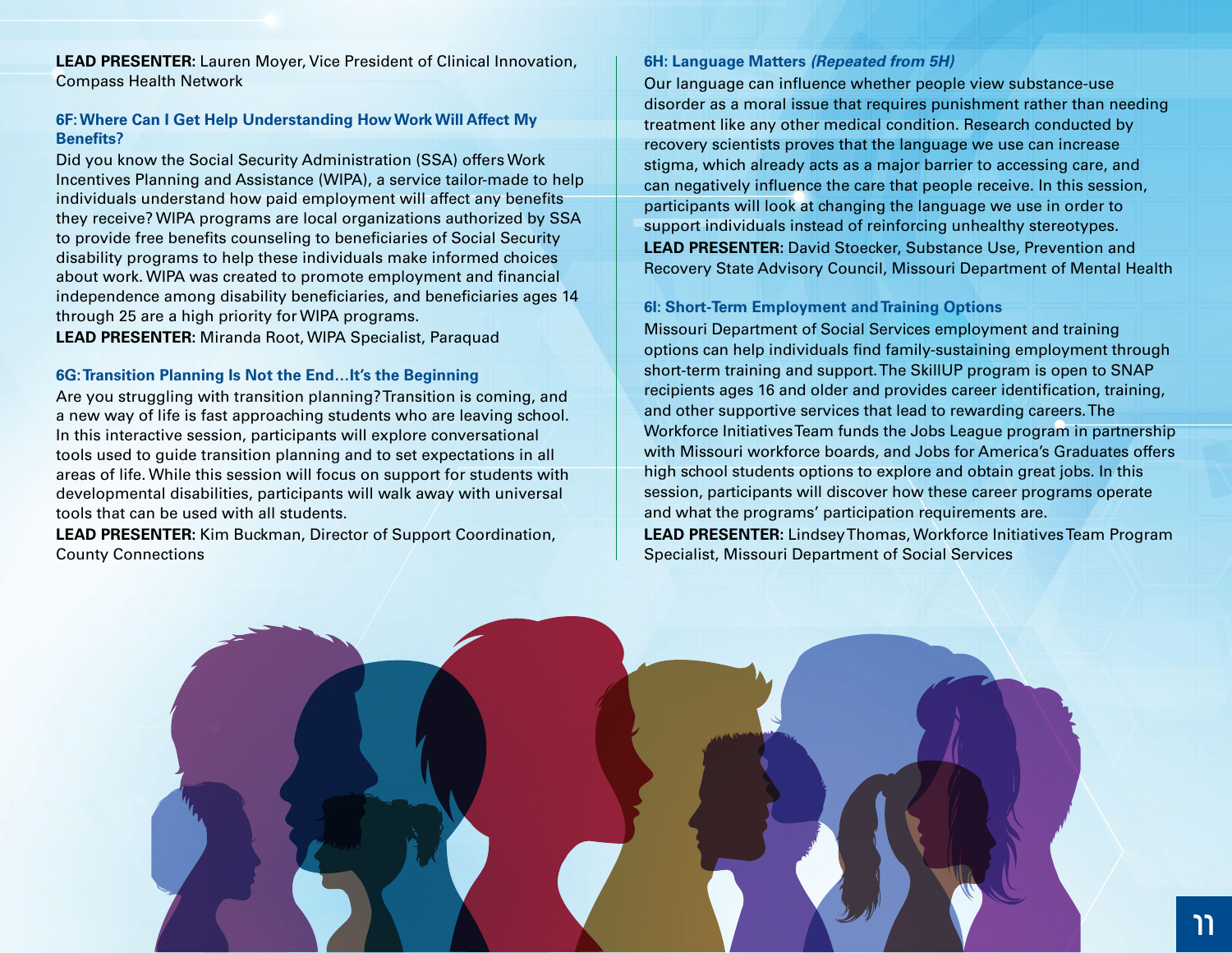**LEAD PRESENTER:** Lauren Moyer, Vice President of Clinical Innovation, Compass Health Network

### 6F: Where Can I Get Help Understanding How Work Will Affect My Benefits?

Did you know the Social Security Administration (SSA) offers Work Incentives Planning and Assistance (WIPA), a service tailor-made to help individuals understand how paid employment will affect any benefits they receive? WIPA programs are local organizations authorized by SSA to provide free benefits counseling to beneficiaries of Social Security disability programs to help these individuals make informed choices about work. WIPA was created to promote employment and financial independence among disability beneficiaries, and beneficiaries ages 14 through 25 are a high priority for WIPA programs.

**LEAD PRESENTER:** Miranda Root, WIPA Specialist, Paraquad

### 6G: Transition Planning Is Not the End…It's the Beginning

Are you struggling with transition planning? Transition is coming, and a new way of life is fast approaching students who are leaving school. In this interactive session, participants will explore conversational tools used to guide transition planning and to set expectations in all areas of life. While this session will focus on support for students with developmental disabilities, participants will walk away with universal tools that can be used with all students.

**LEAD PRESENTER:** Kim Buckman, Director of Support Coordination, County Connections

### 6H: Language Matters *(Repeated from 5H)*

Our language can influence whether people view substance-use disorder as a moral issue that requires punishment rather than needing treatment like any other medical condition. Research conducted by recovery scientists proves that the language we use can increase stigma, which already acts as a major barrier to accessing care, and can negatively influence the care that people receive. In this session, participants will look at changing the language we use in order to support individuals instead of reinforcing unhealthy stereotypes.

**LEAD PRESENTER:** David Stoecker, Substance Use, Prevention and Recovery State Advisory Council, Missouri Department of Mental Health

### 6I: Short-Term Employment and Training Options

Missouri Department of Social Services employment and training options can help individuals find family-sustaining employment through short-term training and support. The SkillUP program is open to SNAP recipients ages 16 and older and provides career identification, training, and other supportive services that lead to rewarding careers. The Workforce Initiatives Team funds the Jobs League program in partnership with Missouri workforce boards, and Jobs for America's Graduates offers high school students options to explore and obtain great jobs. In this session, participants will discover how these career programs operate and what the programs' participation requirements are.

**LEAD PRESENTER:** Lindsey Thomas, Workforce Initiatives Team Program Specialist, Missouri Department of Social Services